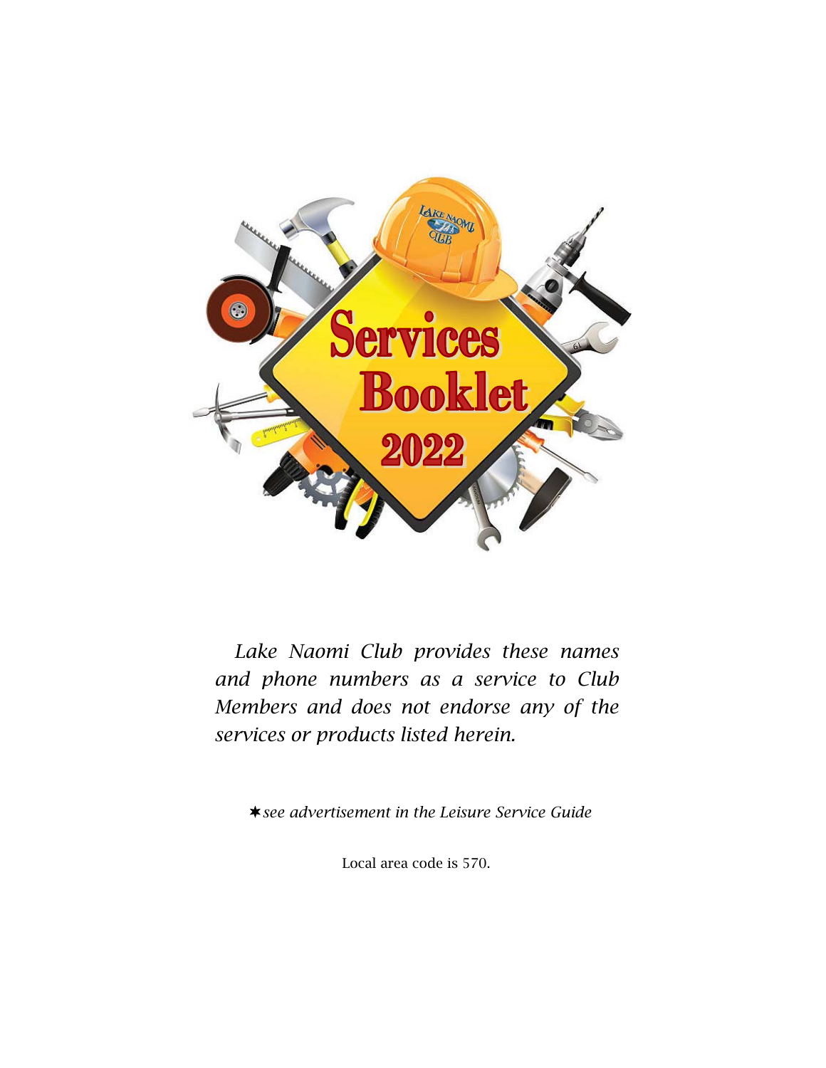# Services Booklet 2022

*Lake Naomi Club provides these names and phone numbers as a service to Club Members and does not endorse any of the services or products listed herein.*

✶ *see advertisement in the Leisure Service Guide*

Local area code is 570.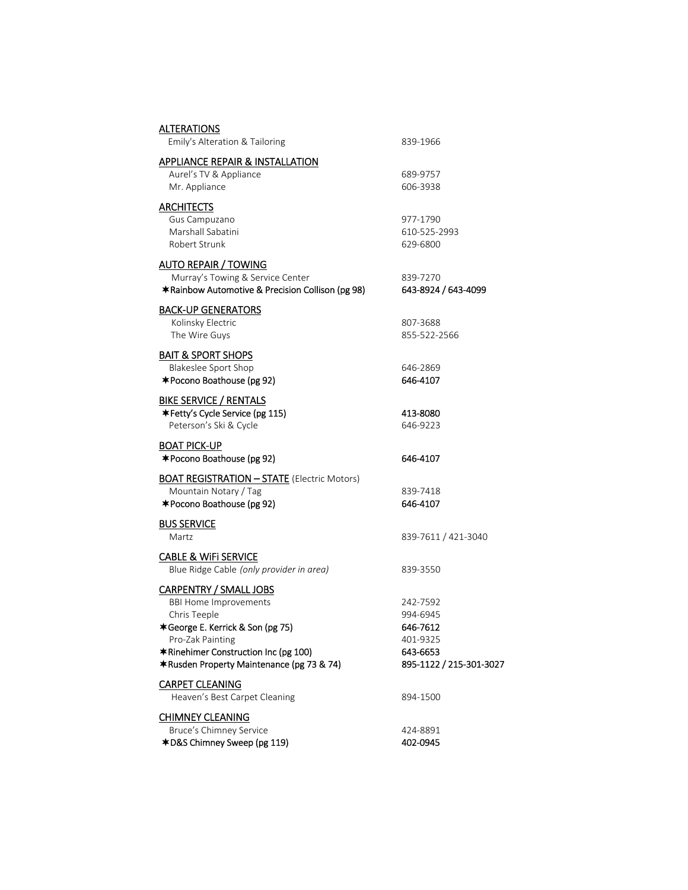## ALTERATIONS

| | |
|---|---|
| Emily's Alteration & Tailoring | 839-1966 |

## APPLIANCE REPAIR & INSTALLATION

| | |
|---|---|
| Aurel's TV & Appliance | 689-9757 |
| Mr. Appliance | 606-3938 |

## ARCHITECTS

| | |
|---|---|
| Gus Campuzano | 977-1790 |
| Marshall Sabatini | 610-525-2993 |
| Robert Strunk | 629-6800 |

## AUTO REPAIR / TOWING

| | |
|---|---|
| Murray's Towing & Service Center | 839-7270 |
| **✱Rainbow Automotive & Precision Collison (pg 98)** | **643-8924 / 643-4099** |

## BACK-UP GENERATORS

| | |
|---|---|
| Kolinsky Electric | 807-3688 |
| The Wire Guys | 855-522-2566 |

## BAIT & SPORT SHOPS

| | |
|---|---|
| Blakeslee Sport Shop | 646-2869 |
| **✱Pocono Boathouse (pg 92)** | **646-4107** |

## BIKE SERVICE / RENTALS

| | |
|---|---|
| **✱Fetty's Cycle Service (pg 115)** | **413-8080** |
| Peterson's Ski & Cycle | 646-9223 |

## BOAT PICK-UP

| | |
|---|---|
| **✱Pocono Boathouse (pg 92)** | **646-4107** |

## BOAT REGISTRATION – STATE (Electric Motors)

| | |
|---|---|
| Mountain Notary / Tag | 839-7418 |
| **✱Pocono Boathouse (pg 92)** | **646-4107** |

## BUS SERVICE

| | |
|---|---|
| Martz | 839-7611 / 421-3040 |

## CABLE & WiFi SERVICE

| | |
|---|---|
| Blue Ridge Cable *(only provider in area)* | 839-3550 |

## CARPENTRY / SMALL JOBS

| | |
|---|---|
| BBI Home Improvements | 242-7592 |
| Chris Teeple | 994-6945 |
| **✱George E. Kerrick & Son (pg 75)** | **646-7612** |
| Pro-Zak Painting | 401-9325 |
| **✱Rinehimer Construction Inc (pg 100)** | **643-6653** |
| **✱Rusden Property Maintenance (pg 73 & 74)** | **895-1122 / 215-301-3027** |

## CARPET CLEANING

| | |
|---|---|
| Heaven's Best Carpet Cleaning | 894-1500 |

## CHIMNEY CLEANING

| | |
|---|---|
| Bruce's Chimney Service | 424-8891 |
| **✱D&S Chimney Sweep (pg 119)** | **402-0945** |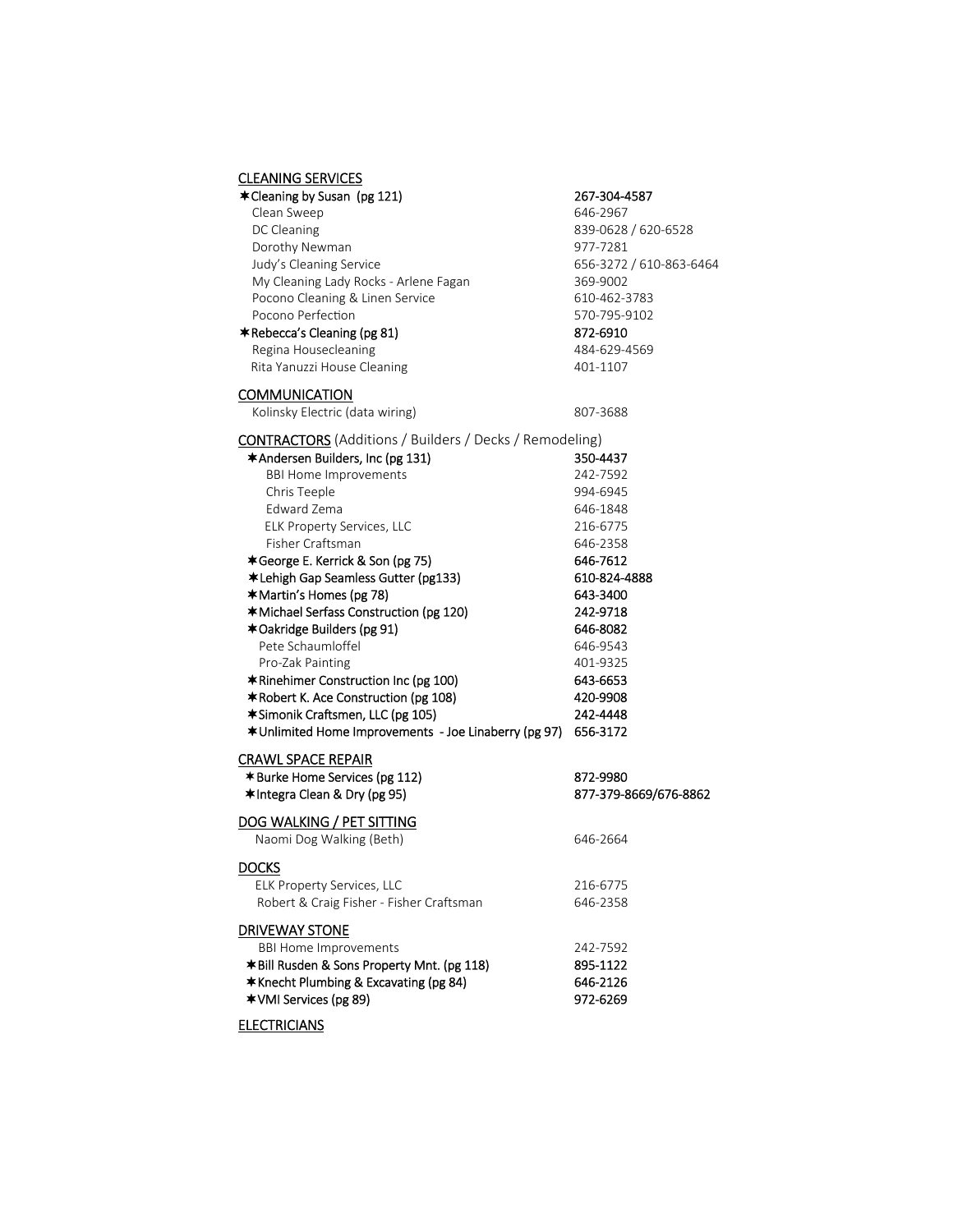<u>CLEANING SERVICES</u>

| | |
|---|---|
| **✱Cleaning by Susan (pg 121)** | **267-304-4587** |
| Clean Sweep | 646-2967 |
| DC Cleaning | 839-0628 / 620-6528 |
| Dorothy Newman | 977-7281 |
| Judy's Cleaning Service | 656-3272 / 610-863-6464 |
| My Cleaning Lady Rocks - Arlene Fagan | 369-9002 |
| Pocono Cleaning & Linen Service | 610-462-3783 |
| Pocono Perfection | 570-795-9102 |
| **✱Rebecca's Cleaning (pg 81)** | **872-6910** |
| Regina Housecleaning | 484-629-4569 |
| Rita Yanuzzi House Cleaning | 401-1107 |

<u>COMMUNICATION</u>

| | |
|---|---|
| Kolinsky Electric (data wiring) | 807-3688 |

<u>CONTRACTORS</u> (Additions / Builders / Decks / Remodeling)

| | |
|---|---|
| **✱Andersen Builders, Inc (pg 131)** | **350-4437** |
| BBI Home Improvements | 242-7592 |
| Chris Teeple | 994-6945 |
| Edward Zema | 646-1848 |
| ELK Property Services, LLC | 216-6775 |
| Fisher Craftsman | 646-2358 |
| **✱George E. Kerrick & Son (pg 75)** | **646-7612** |
| **✱Lehigh Gap Seamless Gutter (pg133)** | **610-824-4888** |
| **✱Martin's Homes (pg 78)** | **643-3400** |
| **✱Michael Serfass Construction (pg 120)** | **242-9718** |
| **✱Oakridge Builders (pg 91)** | **646-8082** |
| Pete Schaumloffel | 646-9543 |
| Pro-Zak Painting | 401-9325 |
| **✱Rinehimer Construction Inc (pg 100)** | **643-6653** |
| **✱Robert K. Ace Construction (pg 108)** | **420-9908** |
| **✱Simonik Craftsmen, LLC (pg 105)** | **242-4448** |
| **✱Unlimited Home Improvements - Joe Linaberry (pg 97)** | **656-3172** |

<u>CRAWL SPACE REPAIR</u>

| | |
|---|---|
| **✱Burke Home Services (pg 112)** | **872-9980** |
| **✱Integra Clean & Dry (pg 95)** | **877-379-8669/676-8862** |

<u>DOG WALKING / PET SITTING</u>

| | |
|---|---|
| Naomi Dog Walking (Beth) | 646-2664 |

<u>DOCKS</u>

| | |
|---|---|
| ELK Property Services, LLC | 216-6775 |
| Robert & Craig Fisher - Fisher Craftsman | 646-2358 |

<u>DRIVEWAY STONE</u>

| | |
|---|---|
| BBI Home Improvements | 242-7592 |
| **✱Bill Rusden & Sons Property Mnt. (pg 118)** | **895-1122** |
| **✱Knecht Plumbing & Excavating (pg 84)** | **646-2126** |
| **✱VMI Services (pg 89)** | **972-6269** |

<u>ELECTRICIANS</u>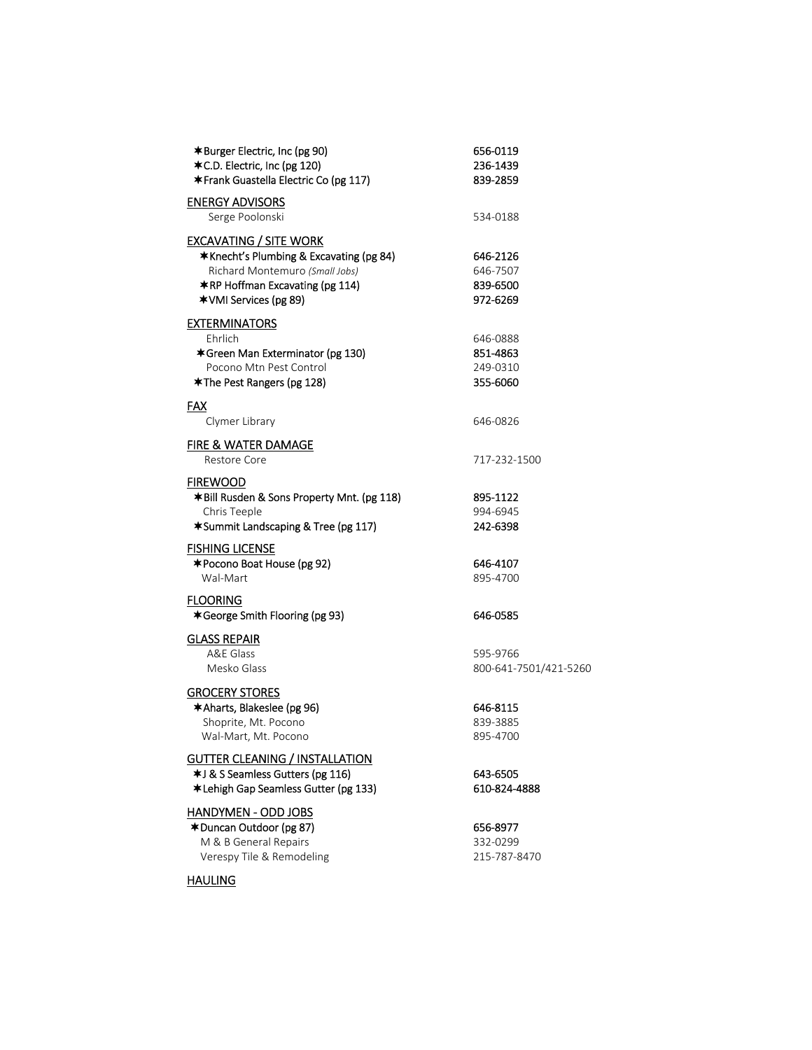| | |
|---|---|
| ✱Burger Electric, Inc (pg 90) | 656-0119 |
| ✱C.D. Electric, Inc (pg 120) | 236-1439 |
| ✱Frank Guastella Electric Co (pg 117) | 839-2859 |

**ENERGY ADVISORS**

| | |
|---|---|
| Serge Poolonski | 534-0188 |

**EXCAVATING / SITE WORK**

| | |
|---|---|
| ✱Knecht's Plumbing & Excavating (pg 84) | 646-2126 |
| Richard Montemuro *(Small Jobs)* | 646-7507 |
| ✱RP Hoffman Excavating (pg 114) | 839-6500 |
| ✱VMI Services (pg 89) | 972-6269 |

**EXTERMINATORS**

| | |
|---|---|
| Ehrlich | 646-0888 |
| ✱Green Man Exterminator (pg 130) | 851-4863 |
| Pocono Mtn Pest Control | 249-0310 |
| ✱The Pest Rangers (pg 128) | 355-6060 |

**FAX**

| | |
|---|---|
| Clymer Library | 646-0826 |

**FIRE & WATER DAMAGE**

| | |
|---|---|
| Restore Core | 717-232-1500 |

**FIREWOOD**

| | |
|---|---|
| ✱Bill Rusden & Sons Property Mnt. (pg 118) | 895-1122 |
| Chris Teeple | 994-6945 |
| ✱Summit Landscaping & Tree (pg 117) | 242-6398 |

**FISHING LICENSE**

| | |
|---|---|
| ✱Pocono Boat House (pg 92) | 646-4107 |
| Wal-Mart | 895-4700 |

**FLOORING**

| | |
|---|---|
| ✱George Smith Flooring (pg 93) | 646-0585 |

**GLASS REPAIR**

| | |
|---|---|
| A&E Glass | 595-9766 |
| Mesko Glass | 800-641-7501/421-5260 |

**GROCERY STORES**

| | |
|---|---|
| ✱Aharts, Blakeslee (pg 96) | 646-8115 |
| Shoprite, Mt. Pocono | 839-3885 |
| Wal-Mart, Mt. Pocono | 895-4700 |

**GUTTER CLEANING / INSTALLATION**

| | |
|---|---|
| ✱J & S Seamless Gutters (pg 116) | 643-6505 |
| ✱Lehigh Gap Seamless Gutter (pg 133) | 610-824-4888 |

**HANDYMEN - ODD JOBS**

| | |
|---|---|
| ✱Duncan Outdoor (pg 87) | 656-8977 |
| M & B General Repairs | 332-0299 |
| Verespy Tile & Remodeling | 215-787-8470 |

**HAULING**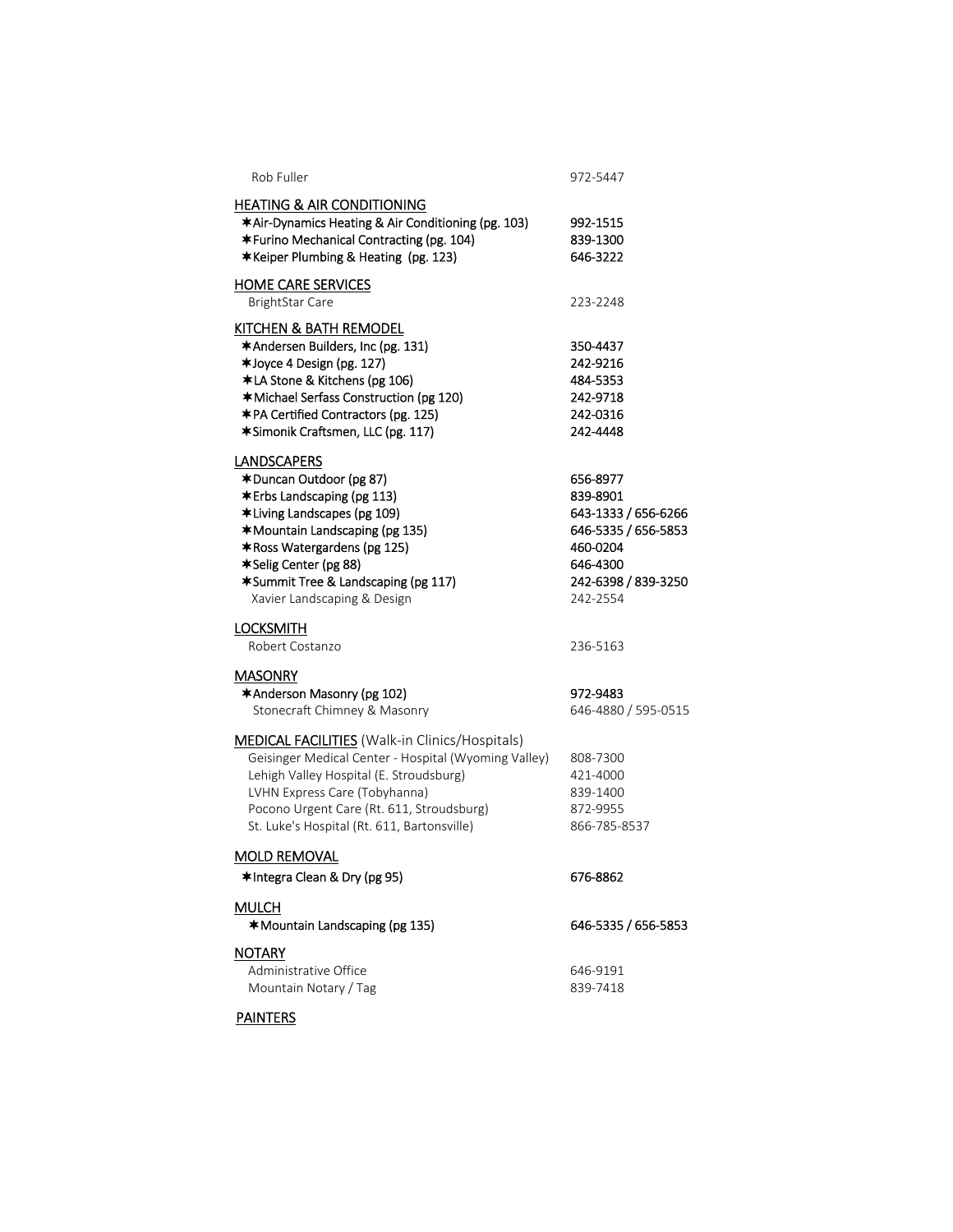| | |
|---|---|
| Rob Fuller | 972-5447 |

**HEATING & AIR CONDITIONING**

| | |
|---|---|
| ✱**Air-Dynamics Heating & Air Conditioning (pg. 103)** | **992-1515** |
| ✱**Furino Mechanical Contracting (pg. 104)** | **839-1300** |
| ✱**Keiper Plumbing & Heating (pg. 123)** | **646-3222** |

**HOME CARE SERVICES**

| | |
|---|---|
| BrightStar Care | 223-2248 |

**KITCHEN & BATH REMODEL**

| | |
|---|---|
| ✱**Andersen Builders, Inc (pg. 131)** | **350-4437** |
| ✱**Joyce 4 Design (pg. 127)** | **242-9216** |
| ✱**LA Stone & Kitchens (pg 106)** | **484-5353** |
| ✱**Michael Serfass Construction (pg 120)** | **242-9718** |
| ✱**PA Certified Contractors (pg. 125)** | **242-0316** |
| ✱**Simonik Craftsmen, LLC (pg. 117)** | **242-4448** |

**LANDSCAPERS**

| | |
|---|---|
| ✱**Duncan Outdoor (pg 87)** | **656-8977** |
| ✱**Erbs Landscaping (pg 113)** | **839-8901** |
| ✱**Living Landscapes (pg 109)** | **643-1333 / 656-6266** |
| ✱**Mountain Landscaping (pg 135)** | **646-5335 / 656-5853** |
| ✱**Ross Watergardens (pg 125)** | **460-0204** |
| ✱**Selig Center (pg 88)** | **646-4300** |
| ✱**Summit Tree & Landscaping (pg 117)** | **242-6398 / 839-3250** |
| Xavier Landscaping & Design | 242-2554 |

**LOCKSMITH**

| | |
|---|---|
| Robert Costanzo | 236-5163 |

**MASONRY**

| | |
|---|---|
| ✱**Anderson Masonry (pg 102)** | **972-9483** |
| Stonecraft Chimney & Masonry | 646-4880 / 595-0515 |

**MEDICAL FACILITIES** (Walk-in Clinics/Hospitals)

| | |
|---|---|
| Geisinger Medical Center - Hospital (Wyoming Valley) | 808-7300 |
| Lehigh Valley Hospital (E. Stroudsburg) | 421-4000 |
| LVHN Express Care (Tobyhanna) | 839-1400 |
| Pocono Urgent Care (Rt. 611, Stroudsburg) | 872-9955 |
| St. Luke's Hospital (Rt. 611, Bartonsville) | 866-785-8537 |

**MOLD REMOVAL**

| | |
|---|---|
| ✱**Integra Clean & Dry (pg 95)** | **676-8862** |

**MULCH**

| | |
|---|---|
| ✱**Mountain Landscaping (pg 135)** | **646-5335 / 656-5853** |

**NOTARY**

| | |
|---|---|
| Administrative Office | 646-9191 |
| Mountain Notary / Tag | 839-7418 |

**PAINTERS**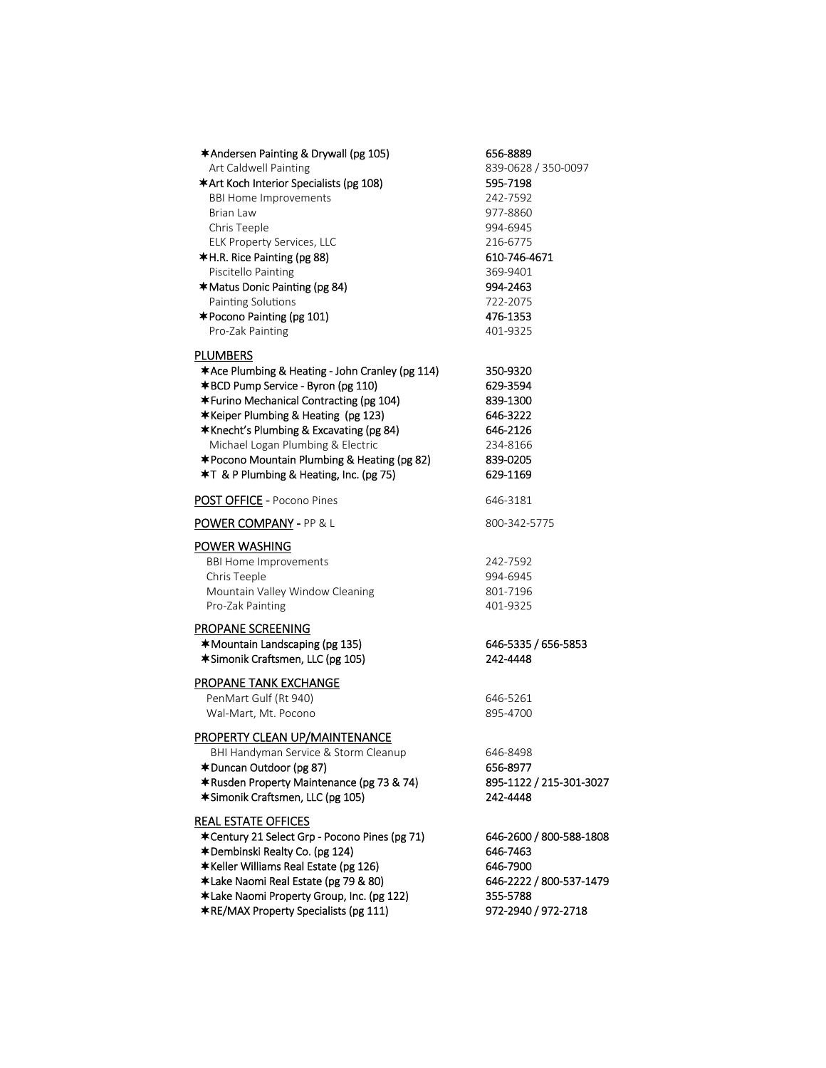| | |
|---|---|
| ✶**Andersen Painting & Drywall (pg 105)** | **656-8889** |
| Art Caldwell Painting | 839-0628 / 350-0097 |
| ✶**Art Koch Interior Specialists (pg 108)** | **595-7198** |
| BBI Home Improvements | 242-7592 |
| Brian Law | 977-8860 |
| Chris Teeple | 994-6945 |
| ELK Property Services, LLC | 216-6775 |
| ✶**H.R. Rice Painting (pg 88)** | **610-746-4671** |
| Piscitello Painting | 369-9401 |
| ✶**Matus Donic Painting (pg 84)** | **994-2463** |
| Painting Solutions | 722-2075 |
| ✶**Pocono Painting (pg 101)** | **476-1353** |
| Pro-Zak Painting | 401-9325 |

## PLUMBERS

| | |
|---|---|
| ✶**Ace Plumbing & Heating - John Cranley (pg 114)** | **350-9320** |
| ✶**BCD Pump Service - Byron (pg 110)** | **629-3594** |
| ✶**Furino Mechanical Contracting (pg 104)** | **839-1300** |
| ✶**Keiper Plumbing & Heating (pg 123)** | **646-3222** |
| ✶**Knecht's Plumbing & Excavating (pg 84)** | **646-2126** |
| Michael Logan Plumbing & Electric | 234-8166 |
| ✶**Pocono Mountain Plumbing & Heating (pg 82)** | **839-0205** |
| ✶**T & P Plumbing & Heating, Inc. (pg 75)** | **629-1169** |

| | |
|---|---|
| **POST OFFICE** - Pocono Pines | 646-3181 |
| **POWER COMPANY** - PP & L | 800-342-5775 |

## POWER WASHING

| | |
|---|---|
| BBI Home Improvements | 242-7592 |
| Chris Teeple | 994-6945 |
| Mountain Valley Window Cleaning | 801-7196 |
| Pro-Zak Painting | 401-9325 |

## PROPANE SCREENING

| | |
|---|---|
| ✶**Mountain Landscaping (pg 135)** | **646-5335 / 656-5853** |
| ✶**Simonik Craftsmen, LLC (pg 105)** | **242-4448** |

## PROPANE TANK EXCHANGE

| | |
|---|---|
| PenMart Gulf (Rt 940) | 646-5261 |
| Wal-Mart, Mt. Pocono | 895-4700 |

## PROPERTY CLEAN UP/MAINTENANCE

| | |
|---|---|
| BHI Handyman Service & Storm Cleanup | 646-8498 |
| ✶**Duncan Outdoor (pg 87)** | **656-8977** |
| ✶**Rusden Property Maintenance (pg 73 & 74)** | **895-1122 / 215-301-3027** |
| ✶**Simonik Craftsmen, LLC (pg 105)** | **242-4448** |

## REAL ESTATE OFFICES

| | |
|---|---|
| ✶**Century 21 Select Grp - Pocono Pines (pg 71)** | **646-2600 / 800-588-1808** |
| ✶**Dembinski Realty Co. (pg 124)** | **646-7463** |
| ✶**Keller Williams Real Estate (pg 126)** | **646-7900** |
| ✶**Lake Naomi Real Estate (pg 79 & 80)** | **646-2222 / 800-537-1479** |
| ✶**Lake Naomi Property Group, Inc. (pg 122)** | **355-5788** |
| ✶**RE/MAX Property Specialists (pg 111)** | **972-2940 / 972-2718** |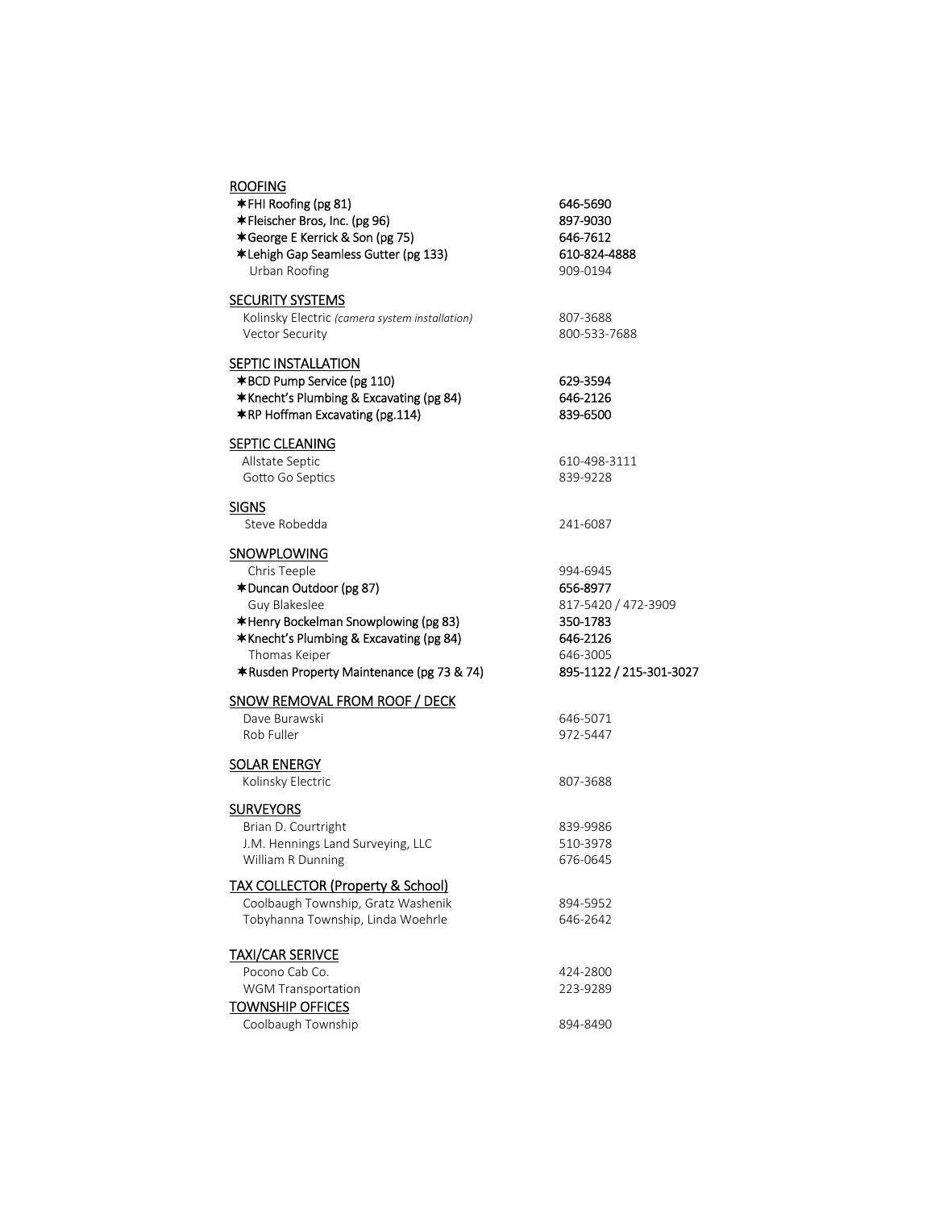**ROOFING**

| | |
|---|---|
| **✶FHI Roofing (pg 81)** | **646-5690** |
| **✶Fleischer Bros, Inc. (pg 96)** | **897-9030** |
| **✶George E Kerrick & Son (pg 75)** | **646-7612** |
| **✶Lehigh Gap Seamless Gutter (pg 133)** | **610-824-4888** |
| Urban Roofing | 909-0194 |

**SECURITY SYSTEMS**

| | |
|---|---|
| Kolinsky Electric *(camera system installation)* | 807-3688 |
| Vector Security | 800-533-7688 |

**SEPTIC INSTALLATION**

| | |
|---|---|
| **✶BCD Pump Service (pg 110)** | **629-3594** |
| **✶Knecht's Plumbing & Excavating (pg 84)** | **646-2126** |
| **✶RP Hoffman Excavating (pg.114)** | **839-6500** |

**SEPTIC CLEANING**

| | |
|---|---|
| Allstate Septic | 610-498-3111 |
| Gotto Go Septics | 839-9228 |

**SIGNS**

| | |
|---|---|
| Steve Robedda | 241-6087 |

**SNOWPLOWING**

| | |
|---|---|
| Chris Teeple | 994-6945 |
| **✶Duncan Outdoor (pg 87)** | **656-8977** |
| Guy Blakeslee | 817-5420 / 472-3909 |
| **✶Henry Bockelman Snowplowing (pg 83)** | **350-1783** |
| **✶Knecht's Plumbing & Excavating (pg 84)** | **646-2126** |
| Thomas Keiper | 646-3005 |
| **✶Rusden Property Maintenance (pg 73 & 74)** | **895-1122 / 215-301-3027** |

**SNOW REMOVAL FROM ROOF / DECK**

| | |
|---|---|
| Dave Burawski | 646-5071 |
| Rob Fuller | 972-5447 |

**SOLAR ENERGY**

| | |
|---|---|
| Kolinsky Electric | 807-3688 |

**SURVEYORS**

| | |
|---|---|
| Brian D. Courtright | 839-9986 |
| J.M. Hennings Land Surveying, LLC | 510-3978 |
| William R Dunning | 676-0645 |

**TAX COLLECTOR (Property & School)**

| | |
|---|---|
| Coolbaugh Township, Gratz Washenik | 894-5952 |
| Tobyhanna Township, Linda Woehrle | 646-2642 |

**TAXI/CAR SERIVCE**

| | |
|---|---|
| Pocono Cab Co. | 424-2800 |
| WGM Transportation | 223-9289 |

**TOWNSHIP OFFICES**

| | |
|---|---|
| Coolbaugh Township | 894-8490 |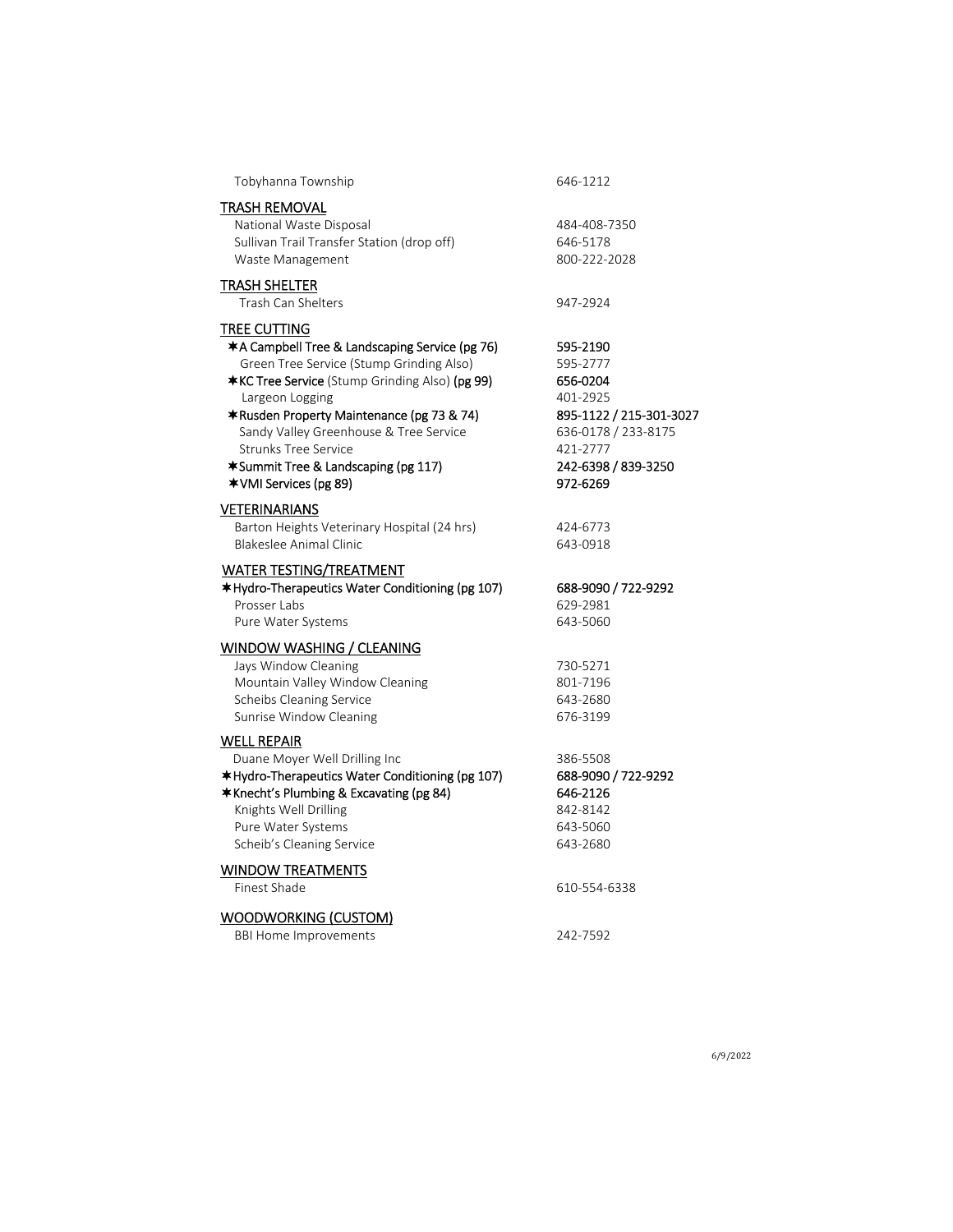| | |
|---|---|
| Tobyhanna Township | 646-1212 |

<u>TRASH REMOVAL</u>

| | |
|---|---|
| National Waste Disposal | 484-408-7350 |
| Sullivan Trail Transfer Station (drop off) | 646-5178 |
| Waste Management | 800-222-2028 |

<u>TRASH SHELTER</u>

| | |
|---|---|
| Trash Can Shelters | 947-2924 |

<u>TREE CUTTING</u>

| | |
|---|---|
| **✱A Campbell Tree & Landscaping Service (pg 76)** | **595-2190** |
| Green Tree Service (Stump Grinding Also) | 595-2777 |
| **✱KC Tree Service** (Stump Grinding Also) **(pg 99)** | **656-0204** |
| Largeon Logging | 401-2925 |
| **✱Rusden Property Maintenance (pg 73 & 74)** | **895-1122 / 215-301-3027** |
| Sandy Valley Greenhouse & Tree Service | 636-0178 / 233-8175 |
| Strunks Tree Service | 421-2777 |
| **✱Summit Tree & Landscaping (pg 117)** | **242-6398 / 839-3250** |
| **✱VMI Services (pg 89)** | **972-6269** |

<u>VETERINARIANS</u>

| | |
|---|---|
| Barton Heights Veterinary Hospital (24 hrs) | 424-6773 |
| Blakeslee Animal Clinic | 643-0918 |

<u>WATER TESTING/TREATMENT</u>

| | |
|---|---|
| **✱Hydro-Therapeutics Water Conditioning (pg 107)** | **688-9090 / 722-9292** |
| Prosser Labs | 629-2981 |
| Pure Water Systems | 643-5060 |

<u>WINDOW WASHING / CLEANING</u>

| | |
|---|---|
| Jays Window Cleaning | 730-5271 |
| Mountain Valley Window Cleaning | 801-7196 |
| Scheibs Cleaning Service | 643-2680 |
| Sunrise Window Cleaning | 676-3199 |

<u>WELL REPAIR</u>

| | |
|---|---|
| Duane Moyer Well Drilling Inc | 386-5508 |
| **✱Hydro-Therapeutics Water Conditioning (pg 107)** | **688-9090 / 722-9292** |
| **✱Knecht's Plumbing & Excavating (pg 84)** | **646-2126** |
| Knights Well Drilling | 842-8142 |
| Pure Water Systems | 643-5060 |
| Scheib's Cleaning Service | 643-2680 |

<u>WINDOW TREATMENTS</u>

| | |
|---|---|
| Finest Shade | 610-554-6338 |

<u>WOODWORKING (CUSTOM)</u>

| | |
|---|---|
| BBI Home Improvements | 242-7592 |

6/9/2022